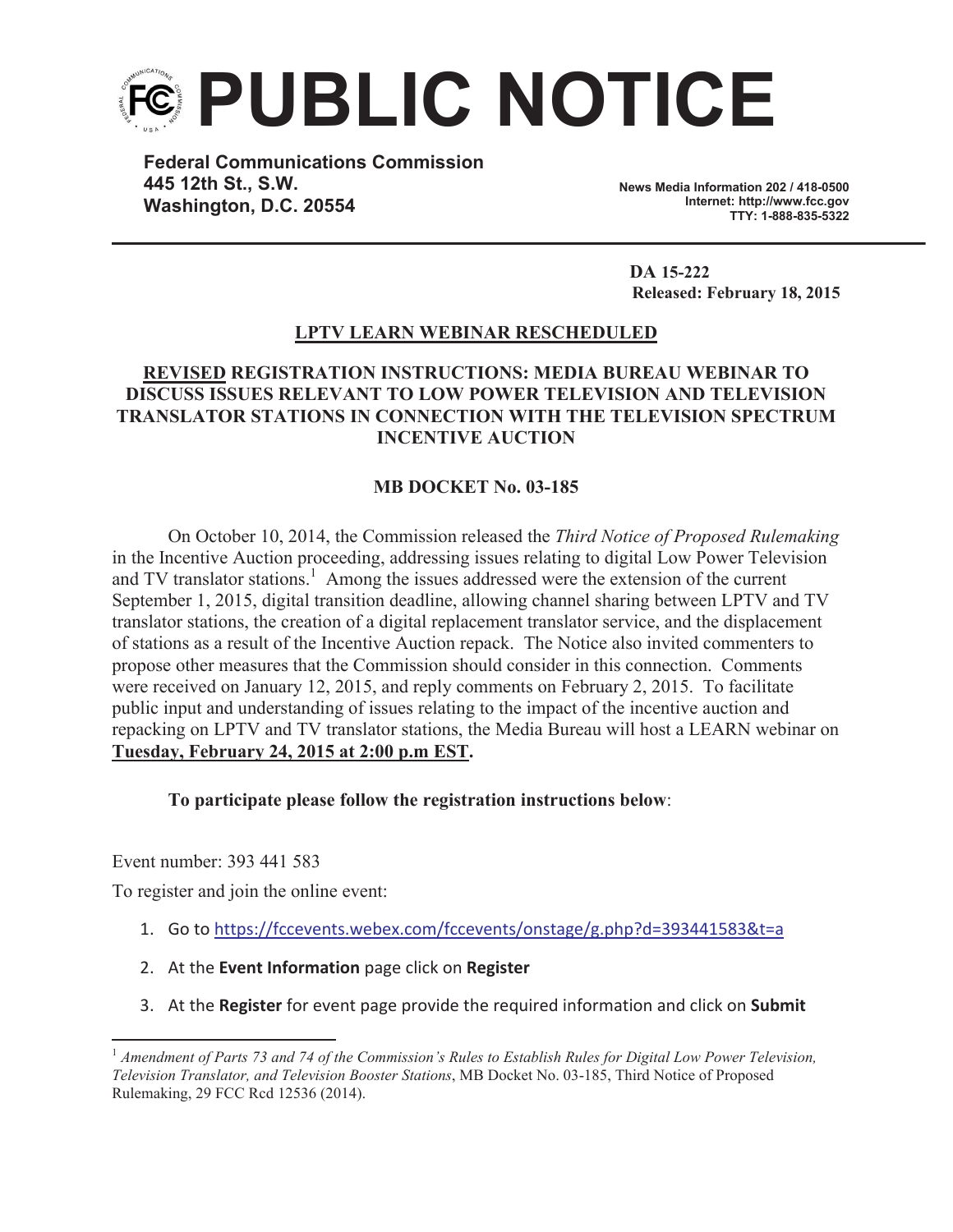# PUBLIC NOTICE

**Federal Communications Commission**
**445 12th St., S.W.**
**Washington, D.C. 20554**

**News Media Information 202 / 418-0500**
**Internet: http://www.fcc.gov**
**TTY: 1-888-835-5322**

**DA 15-222**
**Released: February 18, 2015**

## LPTV LEARN WEBINAR RESCHEDULED

## REVISED REGISTRATION INSTRUCTIONS: MEDIA BUREAU WEBINAR TO DISCUSS ISSUES RELEVANT TO LOW POWER TELEVISION AND TELEVISION TRANSLATOR STATIONS IN CONNECTION WITH THE TELEVISION SPECTRUM INCENTIVE AUCTION

### MB DOCKET No. 03-185

On October 10, 2014, the Commission released the *Third Notice of Proposed Rulemaking* in the Incentive Auction proceeding, addressing issues relating to digital Low Power Television and TV translator stations.[1] Among the issues addressed were the extension of the current September 1, 2015, digital transition deadline, allowing channel sharing between LPTV and TV translator stations, the creation of a digital replacement translator service, and the displacement of stations as a result of the Incentive Auction repack. The Notice also invited commenters to propose other measures that the Commission should consider in this connection. Comments were received on January 12, 2015, and reply comments on February 2, 2015. To facilitate public input and understanding of issues relating to the impact of the incentive auction and repacking on LPTV and TV translator stations, the Media Bureau will host a LEARN webinar on **Tuesday, February 24, 2015 at 2:00 p.m EST.**

**To participate please follow the registration instructions below**:

Event number: 393 441 583

To register and join the online event:

1. Go to https://fccevents.webex.com/fccevents/onstage/g.php?d=393441583&t=a
2. At the **Event Information** page click on **Register**
3. At the **Register** for event page provide the required information and click on **Submit**

---

[1] *Amendment of Parts 73 and 74 of the Commission's Rules to Establish Rules for Digital Low Power Television, Television Translator, and Television Booster Stations*, MB Docket No. 03-185, Third Notice of Proposed Rulemaking, 29 FCC Rcd 12536 (2014).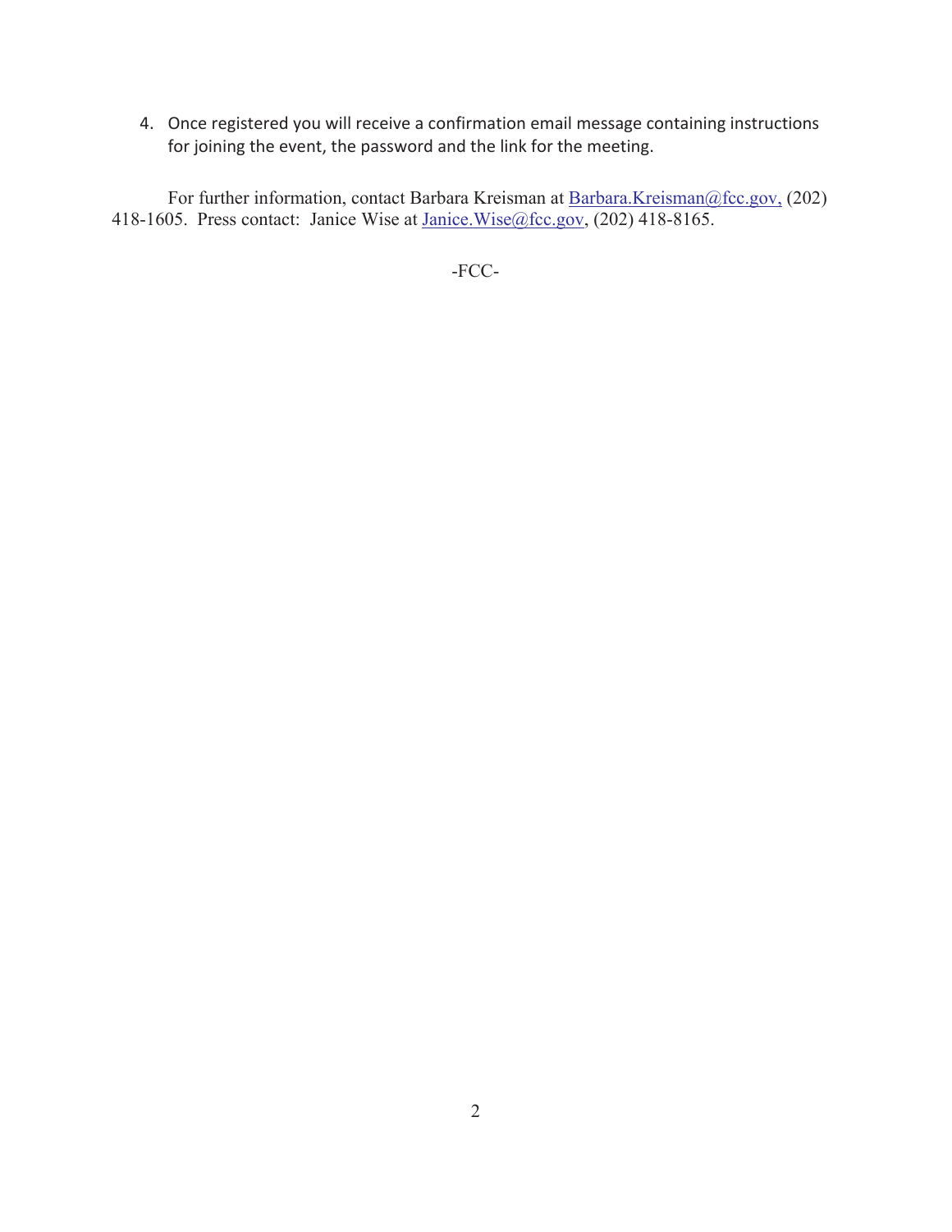4. Once registered you will receive a confirmation email message containing instructions for joining the event, the password and the link for the meeting.

For further information, contact Barbara Kreisman at Barbara.Kreisman@fcc.gov, (202) 418-1605. Press contact: Janice Wise at Janice.Wise@fcc.gov, (202) 418-8165.

-FCC-